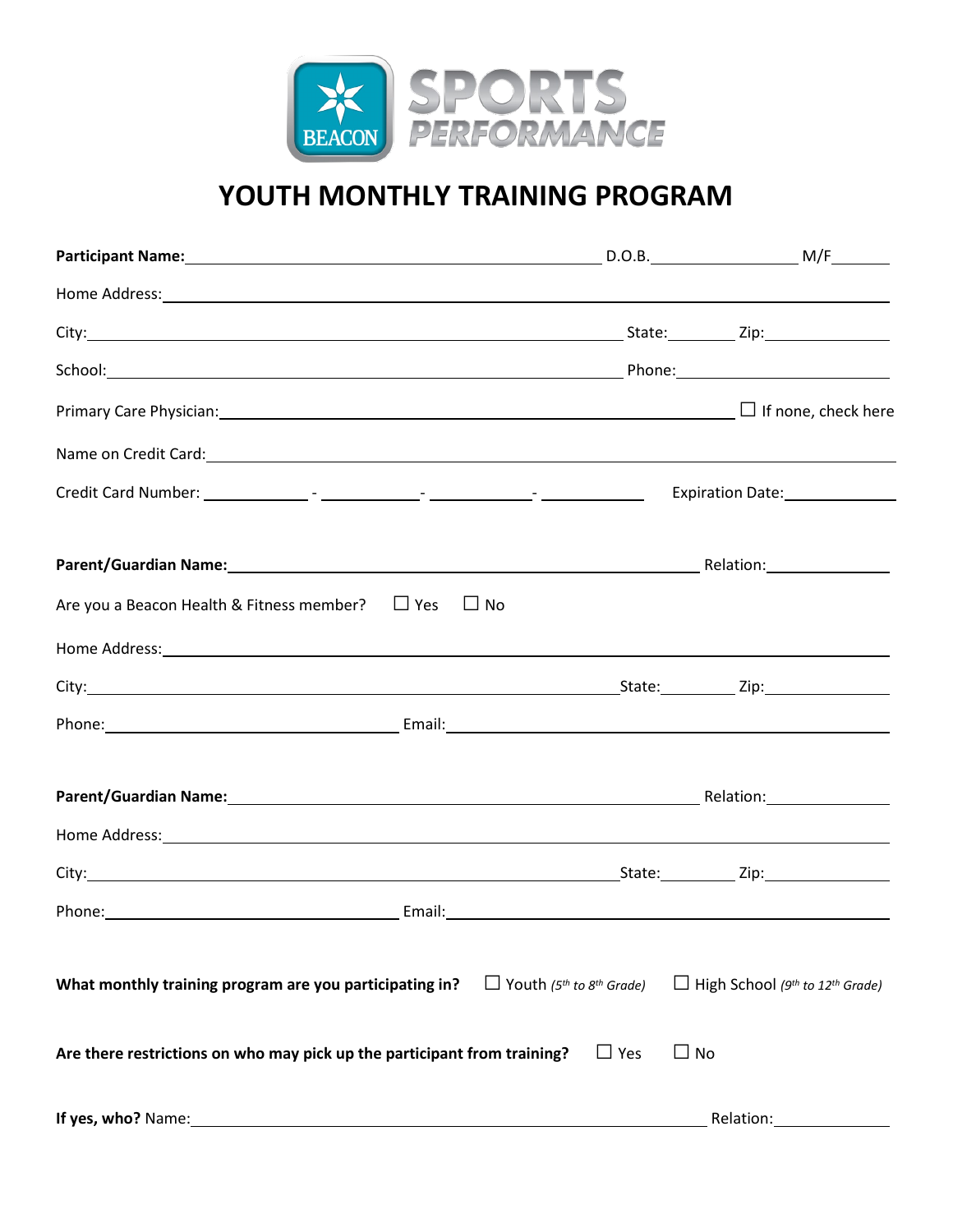BEACON SPORTS PERFORMANCE

# YOUTH MONTHLY TRAINING PROGRAM

**Participant Name:**\_\_\_\_\_\_\_\_\_\_\_\_\_\_\_\_\_\_\_\_\_\_\_\_\_\_\_\_\_\_\_\_\_\_\_\_\_\_ D.O.B.\_\_\_\_\_\_\_\_\_\_\_\_\_\_ M/F\_\_\_\_\_

Home Address:\_\_\_\_\_\_\_\_\_\_\_\_\_\_\_\_\_\_\_\_\_\_\_\_\_\_\_\_\_\_\_\_\_\_\_\_\_\_\_\_\_\_\_\_\_\_\_\_\_\_\_\_\_\_\_\_\_\_\_\_\_\_\_\_

City:\_\_\_\_\_\_\_\_\_\_\_\_\_\_\_\_\_\_\_\_\_\_\_\_\_\_\_\_\_\_\_\_\_\_\_\_\_\_\_\_\_\_\_\_\_\_\_\_ State:\_\_\_\_\_\_ Zip:\_\_\_\_\_\_\_\_\_\_\_\_

School:\_\_\_\_\_\_\_\_\_\_\_\_\_\_\_\_\_\_\_\_\_\_\_\_\_\_\_\_\_\_\_\_\_\_\_\_\_\_\_\_\_\_\_\_\_\_\_\_ Phone:\_\_\_\_\_\_\_\_\_\_\_\_\_\_\_\_\_\_\_\_

Primary Care Physician:\_\_\_\_\_\_\_\_\_\_\_\_\_\_\_\_\_\_\_\_\_\_\_\_\_\_\_\_\_\_\_\_\_\_\_\_\_\_\_\_\_\_\_\_\_\_\_\_ ☐ If none, check here

Name on Credit Card:\_\_\_\_\_\_\_\_\_\_\_\_\_\_\_\_\_\_\_\_\_\_\_\_\_\_\_\_\_\_\_\_\_\_\_\_\_\_\_\_\_\_\_\_\_\_\_\_\_\_\_\_\_\_\_\_\_\_\_\_\_\_\_\_

Credit Card Number: \_\_\_\_\_\_\_\_\_\_ - \_\_\_\_\_\_\_\_\_\_ - \_\_\_\_\_\_\_\_\_\_ - \_\_\_\_\_\_\_\_\_\_ Expiration Date:\_\_\_\_\_\_\_\_\_\_\_\_

**Parent/Guardian Name:**\_\_\_\_\_\_\_\_\_\_\_\_\_\_\_\_\_\_\_\_\_\_\_\_\_\_\_\_\_\_\_\_\_\_\_\_\_\_\_\_\_\_\_\_\_\_\_\_ Relation:\_\_\_\_\_\_\_\_\_\_\_\_

Are you a Beacon Health & Fitness member? ☐ Yes ☐ No

Home Address:\_\_\_\_\_\_\_\_\_\_\_\_\_\_\_\_\_\_\_\_\_\_\_\_\_\_\_\_\_\_\_\_\_\_\_\_\_\_\_\_\_\_\_\_\_\_\_\_\_\_\_\_\_\_\_\_\_\_\_\_\_\_\_\_

City:\_\_\_\_\_\_\_\_\_\_\_\_\_\_\_\_\_\_\_\_\_\_\_\_\_\_\_\_\_\_\_\_\_\_\_\_\_\_\_\_\_\_\_\_\_\_\_\_ State:\_\_\_\_\_\_ Zip:\_\_\_\_\_\_\_\_\_\_\_\_

Phone:\_\_\_\_\_\_\_\_\_\_\_\_\_\_\_\_\_\_\_\_\_\_\_\_\_\_\_\_ Email:\_\_\_\_\_\_\_\_\_\_\_\_\_\_\_\_\_\_\_\_\_\_\_\_\_\_\_\_\_\_\_\_\_\_\_\_\_\_\_\_\_\_

**Parent/Guardian Name:**\_\_\_\_\_\_\_\_\_\_\_\_\_\_\_\_\_\_\_\_\_\_\_\_\_\_\_\_\_\_\_\_\_\_\_\_\_\_\_\_\_\_\_\_\_\_\_\_ Relation:\_\_\_\_\_\_\_\_\_\_\_\_

Home Address:\_\_\_\_\_\_\_\_\_\_\_\_\_\_\_\_\_\_\_\_\_\_\_\_\_\_\_\_\_\_\_\_\_\_\_\_\_\_\_\_\_\_\_\_\_\_\_\_\_\_\_\_\_\_\_\_\_\_\_\_\_\_\_\_

City:\_\_\_\_\_\_\_\_\_\_\_\_\_\_\_\_\_\_\_\_\_\_\_\_\_\_\_\_\_\_\_\_\_\_\_\_\_\_\_\_\_\_\_\_\_\_\_\_ State:\_\_\_\_\_\_ Zip:\_\_\_\_\_\_\_\_\_\_\_\_

Phone:\_\_\_\_\_\_\_\_\_\_\_\_\_\_\_\_\_\_\_\_\_\_\_\_\_\_\_\_ Email:\_\_\_\_\_\_\_\_\_\_\_\_\_\_\_\_\_\_\_\_\_\_\_\_\_\_\_\_\_\_\_\_\_\_\_\_\_\_\_\_\_\_

**What monthly training program are you participating in?** ☐ Youth *(5th to 8th Grade)* ☐ High School *(9th to 12th Grade)*

**Are there restrictions on who may pick up the participant from training?** ☐ Yes ☐ No

**If yes, who?** Name:\_\_\_\_\_\_\_\_\_\_\_\_\_\_\_\_\_\_\_\_\_\_\_\_\_\_\_\_\_\_\_\_\_\_\_\_\_\_\_\_\_\_\_\_\_\_\_\_ Relation:\_\_\_\_\_\_\_\_\_\_\_\_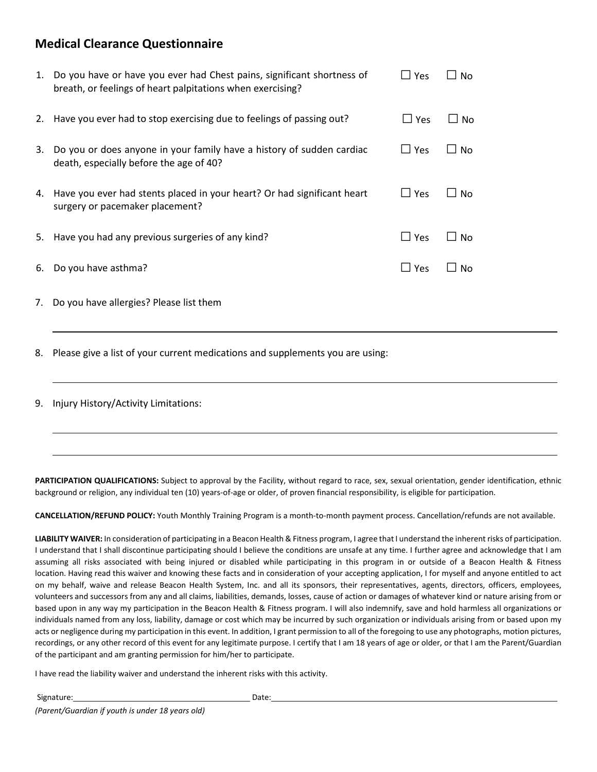## Medical Clearance Questionnaire

1. Do you have or have you ever had Chest pains, significant shortness of breath, or feelings of heart palpitations when exercising? ☐ Yes ☐ No

2. Have you ever had to stop exercising due to feelings of passing out? ☐ Yes ☐ No

3. Do you or does anyone in your family have a history of sudden cardiac death, especially before the age of 40? ☐ Yes ☐ No

4. Have you ever had stents placed in your heart? Or had significant heart surgery or pacemaker placement? ☐ Yes ☐ No

5. Have you had any previous surgeries of any kind? ☐ Yes ☐ No

6. Do you have asthma? ☐ Yes ☐ No

7. Do you have allergies? Please list them

   ______________________________________________________________________

8. Please give a list of your current medications and supplements you are using:

   ______________________________________________________________________

9. Injury History/Activity Limitations:

   ______________________________________________________________________

   ______________________________________________________________________

**PARTICIPATION QUALIFICATIONS:** Subject to approval by the Facility, without regard to race, sex, sexual orientation, gender identification, ethnic background or religion, any individual ten (10) years-of-age or older, of proven financial responsibility, is eligible for participation.

**CANCELLATION/REFUND POLICY:** Youth Monthly Training Program is a month-to-month payment process. Cancellation/refunds are not available.

**LIABILITY WAIVER:** In consideration of participating in a Beacon Health & Fitness program, I agree that I understand the inherent risks of participation. I understand that I shall discontinue participating should I believe the conditions are unsafe at any time. I further agree and acknowledge that I am assuming all risks associated with being injured or disabled while participating in this program in or outside of a Beacon Health & Fitness location. Having read this waiver and knowing these facts and in consideration of your accepting application, I for myself and anyone entitled to act on my behalf, waive and release Beacon Health System, Inc. and all its sponsors, their representatives, agents, directors, officers, employees, volunteers and successors from any and all claims, liabilities, demands, losses, cause of action or damages of whatever kind or nature arising from or based upon in any way my participation in the Beacon Health & Fitness program. I will also indemnify, save and hold harmless all organizations or individuals named from any loss, liability, damage or cost which may be incurred by such organization or individuals arising from or based upon my acts or negligence during my participation in this event. In addition, I grant permission to all of the foregoing to use any photographs, motion pictures, recordings, or any other record of this event for any legitimate purpose. I certify that I am 18 years of age or older, or that I am the Parent/Guardian of the participant and am granting permission for him/her to participate.

I have read the liability waiver and understand the inherent risks with this activity.

Signature:________________________________ Date:________________________________

*(Parent/Guardian if youth is under 18 years old)*